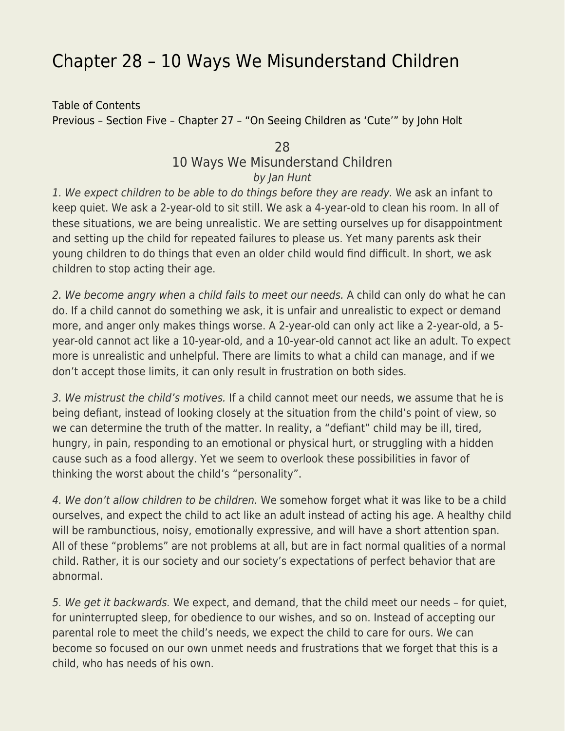# Chapter 28 – 10 Ways We Misunderstand Children

Table of Contents
Previous – Section Five – Chapter 27 – "On Seeing Children as 'Cute'" by John Holt

## 28
## 10 Ways We Misunderstand Children
*by Jan Hunt*

*1. We expect children to be able to do things before they are ready.* We ask an infant to keep quiet. We ask a 2-year-old to sit still. We ask a 4-year-old to clean his room. In all of these situations, we are being unrealistic. We are setting ourselves up for disappointment and setting up the child for repeated failures to please us. Yet many parents ask their young children to do things that even an older child would find difficult. In short, we ask children to stop acting their age.

*2. We become angry when a child fails to meet our needs.* A child can only do what he can do. If a child cannot do something we ask, it is unfair and unrealistic to expect or demand more, and anger only makes things worse. A 2-year-old can only act like a 2-year-old, a 5-year-old cannot act like a 10-year-old, and a 10-year-old cannot act like an adult. To expect more is unrealistic and unhelpful. There are limits to what a child can manage, and if we don't accept those limits, it can only result in frustration on both sides.

*3. We mistrust the child's motives.* If a child cannot meet our needs, we assume that he is being defiant, instead of looking closely at the situation from the child's point of view, so we can determine the truth of the matter. In reality, a "defiant" child may be ill, tired, hungry, in pain, responding to an emotional or physical hurt, or struggling with a hidden cause such as a food allergy. Yet we seem to overlook these possibilities in favor of thinking the worst about the child's "personality".

*4. We don't allow children to be children.* We somehow forget what it was like to be a child ourselves, and expect the child to act like an adult instead of acting his age. A healthy child will be rambunctious, noisy, emotionally expressive, and will have a short attention span. All of these "problems" are not problems at all, but are in fact normal qualities of a normal child. Rather, it is our society and our society's expectations of perfect behavior that are abnormal.

*5. We get it backwards.* We expect, and demand, that the child meet our needs – for quiet, for uninterrupted sleep, for obedience to our wishes, and so on. Instead of accepting our parental role to meet the child's needs, we expect the child to care for ours. We can become so focused on our own unmet needs and frustrations that we forget that this is a child, who has needs of his own.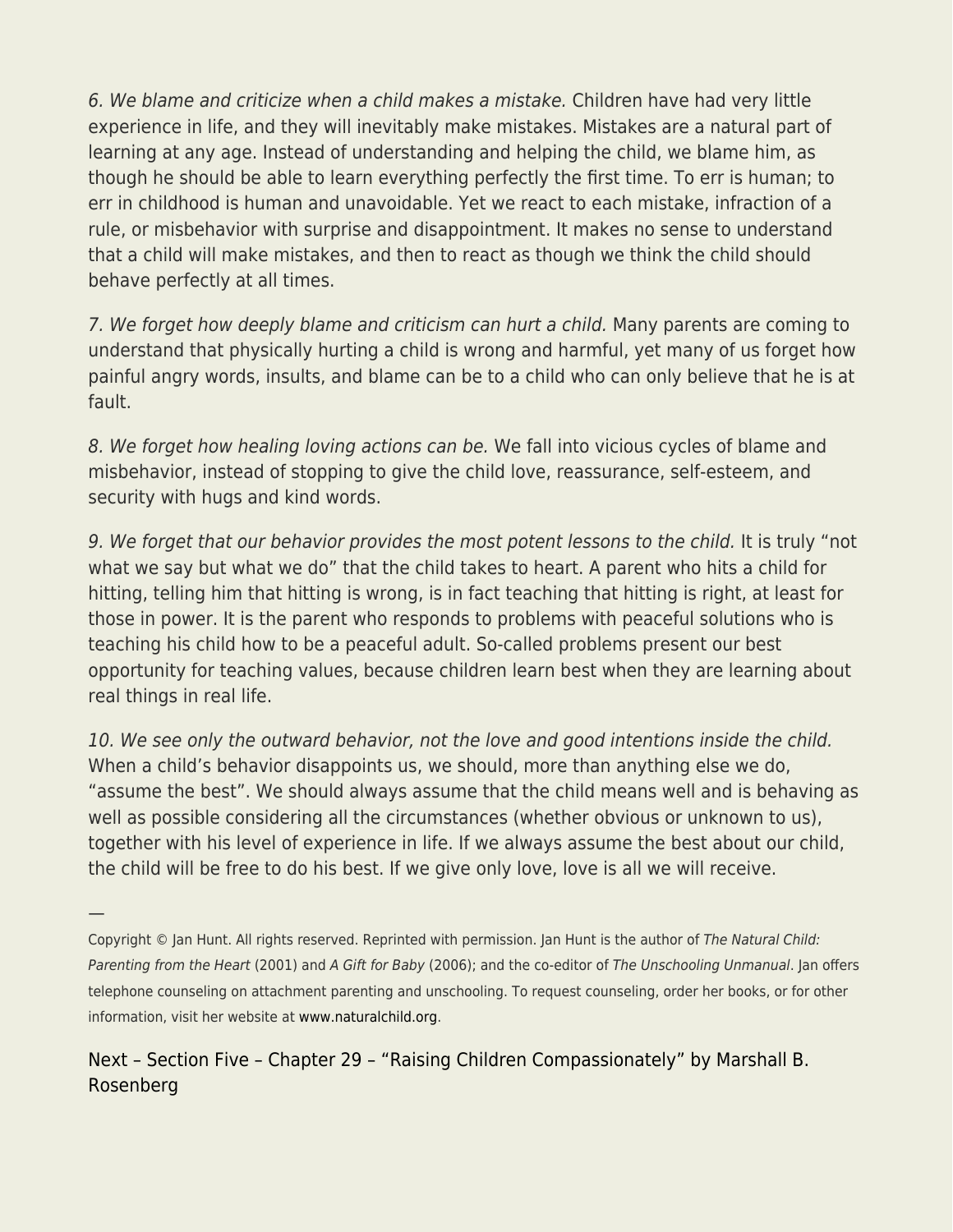*6. We blame and criticize when a child makes a mistake.* Children have had very little experience in life, and they will inevitably make mistakes. Mistakes are a natural part of learning at any age. Instead of understanding and helping the child, we blame him, as though he should be able to learn everything perfectly the first time. To err is human; to err in childhood is human and unavoidable. Yet we react to each mistake, infraction of a rule, or misbehavior with surprise and disappointment. It makes no sense to understand that a child will make mistakes, and then to react as though we think the child should behave perfectly at all times.

*7. We forget how deeply blame and criticism can hurt a child.* Many parents are coming to understand that physically hurting a child is wrong and harmful, yet many of us forget how painful angry words, insults, and blame can be to a child who can only believe that he is at fault.

*8. We forget how healing loving actions can be.* We fall into vicious cycles of blame and misbehavior, instead of stopping to give the child love, reassurance, self-esteem, and security with hugs and kind words.

*9. We forget that our behavior provides the most potent lessons to the child.* It is truly "not what we say but what we do" that the child takes to heart. A parent who hits a child for hitting, telling him that hitting is wrong, is in fact teaching that hitting is right, at least for those in power. It is the parent who responds to problems with peaceful solutions who is teaching his child how to be a peaceful adult. So-called problems present our best opportunity for teaching values, because children learn best when they are learning about real things in real life.

*10. We see only the outward behavior, not the love and good intentions inside the child.* When a child's behavior disappoints us, we should, more than anything else we do, "assume the best". We should always assume that the child means well and is behaving as well as possible considering all the circumstances (whether obvious or unknown to us), together with his level of experience in life. If we always assume the best about our child, the child will be free to do his best. If we give only love, love is all we will receive.

—

Copyright © Jan Hunt. All rights reserved. Reprinted with permission. Jan Hunt is the author of *The Natural Child: Parenting from the Heart* (2001) and *A Gift for Baby* (2006); and the co-editor of *The Unschooling Unmanual*. Jan offers telephone counseling on attachment parenting and unschooling. To request counseling, order her books, or for other information, visit her website at www.naturalchild.org.

Next – Section Five – Chapter 29 – "Raising Children Compassionately" by Marshall B. Rosenberg